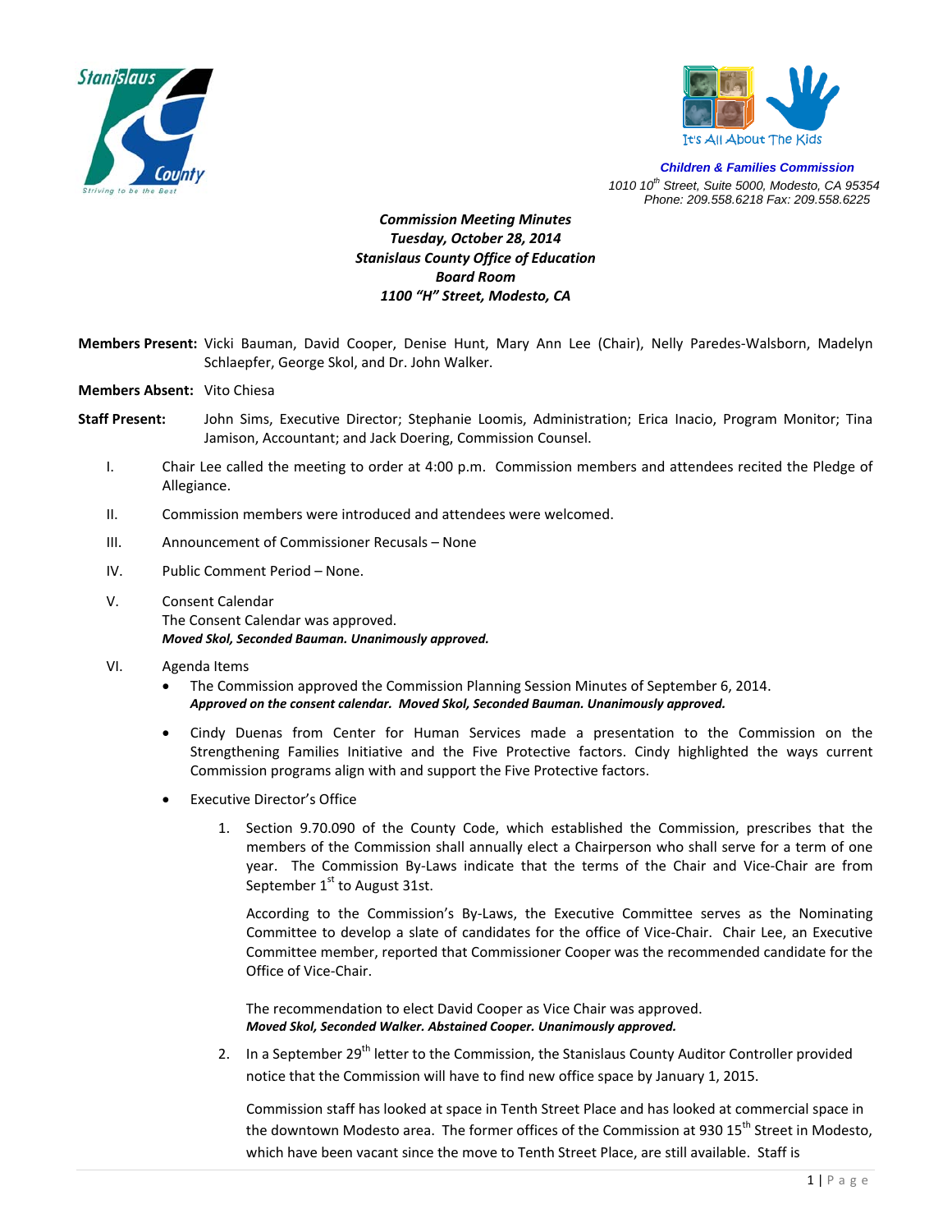Stanislaus County
Striving to be the Best

It's All About The Kids

**Children & Families Commission**
*1010 10th Street, Suite 5000, Modesto, CA 95354*
*Phone: 209.558.6218 Fax: 209.558.6225*

***Commission Meeting Minutes***
***Tuesday, October 28, 2014***
***Stanislaus County Office of Education***
***Board Room***
***1100 "H" Street, Modesto, CA***

**Members Present:** Vicki Bauman, David Cooper, Denise Hunt, Mary Ann Lee (Chair), Nelly Paredes-Walsborn, Madelyn Schlaepfer, George Skol, and Dr. John Walker.

**Members Absent:** Vito Chiesa

**Staff Present:** John Sims, Executive Director; Stephanie Loomis, Administration; Erica Inacio, Program Monitor; Tina Jamison, Accountant; and Jack Doering, Commission Counsel.

I. Chair Lee called the meeting to order at 4:00 p.m. Commission members and attendees recited the Pledge of Allegiance.

II. Commission members were introduced and attendees were welcomed.

III. Announcement of Commissioner Recusals – None

IV. Public Comment Period – None.

V. Consent Calendar
The Consent Calendar was approved.
***Moved Skol, Seconded Bauman. Unanimously approved.***

VI. Agenda Items

- The Commission approved the Commission Planning Session Minutes of September 6, 2014.
  ***Approved on the consent calendar. Moved Skol, Seconded Bauman. Unanimously approved.***

- Cindy Duenas from Center for Human Services made a presentation to the Commission on the Strengthening Families Initiative and the Five Protective factors. Cindy highlighted the ways current Commission programs align with and support the Five Protective factors.

- Executive Director's Office

  1. Section 9.70.090 of the County Code, which established the Commission, prescribes that the members of the Commission shall annually elect a Chairperson who shall serve for a term of one year. The Commission By-Laws indicate that the terms of the Chair and Vice-Chair are from September 1st to August 31st.

     According to the Commission's By-Laws, the Executive Committee serves as the Nominating Committee to develop a slate of candidates for the office of Vice-Chair. Chair Lee, an Executive Committee member, reported that Commissioner Cooper was the recommended candidate for the Office of Vice-Chair.

     The recommendation to elect David Cooper as Vice Chair was approved.
     ***Moved Skol, Seconded Walker. Abstained Cooper. Unanimously approved.***

  2. In a September 29th letter to the Commission, the Stanislaus County Auditor Controller provided notice that the Commission will have to find new office space by January 1, 2015.

     Commission staff has looked at space in Tenth Street Place and has looked at commercial space in the downtown Modesto area. The former offices of the Commission at 930 15th Street in Modesto, which have been vacant since the move to Tenth Street Place, are still available. Staff is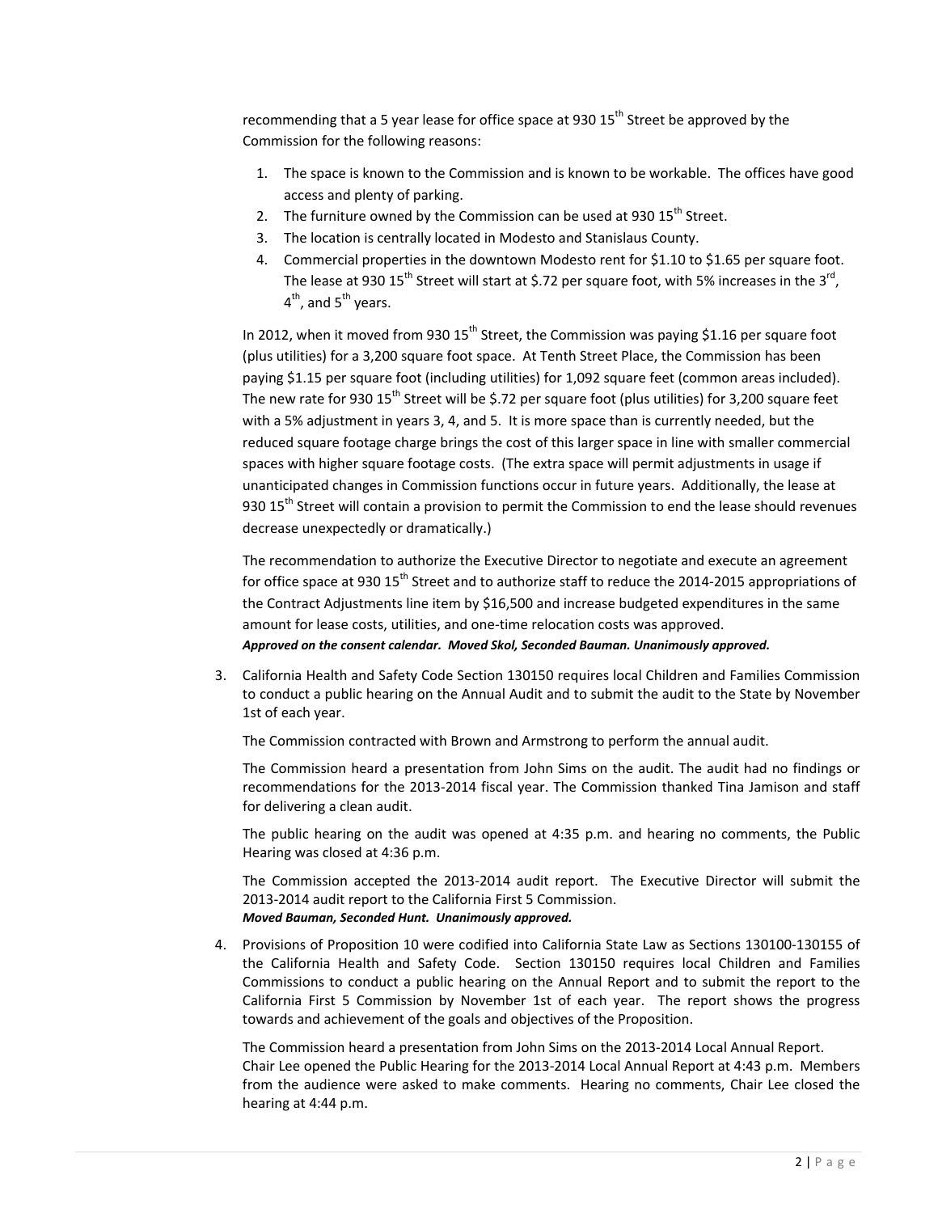recommending that a 5 year lease for office space at 930 15th Street be approved by the Commission for the following reasons:

1. The space is known to the Commission and is known to be workable. The offices have good access and plenty of parking.
2. The furniture owned by the Commission can be used at 930 15th Street.
3. The location is centrally located in Modesto and Stanislaus County.
4. Commercial properties in the downtown Modesto rent for $1.10 to $1.65 per square foot. The lease at 930 15th Street will start at $.72 per square foot, with 5% increases in the 3rd, 4th, and 5th years.

In 2012, when it moved from 930 15th Street, the Commission was paying $1.16 per square foot (plus utilities) for a 3,200 square foot space. At Tenth Street Place, the Commission has been paying $1.15 per square foot (including utilities) for 1,092 square feet (common areas included). The new rate for 930 15th Street will be $.72 per square foot (plus utilities) for 3,200 square feet with a 5% adjustment in years 3, 4, and 5. It is more space than is currently needed, but the reduced square footage charge brings the cost of this larger space in line with smaller commercial spaces with higher square footage costs. (The extra space will permit adjustments in usage if unanticipated changes in Commission functions occur in future years. Additionally, the lease at 930 15th Street will contain a provision to permit the Commission to end the lease should revenues decrease unexpectedly or dramatically.)

The recommendation to authorize the Executive Director to negotiate and execute an agreement for office space at 930 15th Street and to authorize staff to reduce the 2014-2015 appropriations of the Contract Adjustments line item by $16,500 and increase budgeted expenditures in the same amount for lease costs, utilities, and one-time relocation costs was approved.
***Approved on the consent calendar. Moved Skol, Seconded Bauman. Unanimously approved.***

3. California Health and Safety Code Section 130150 requires local Children and Families Commission to conduct a public hearing on the Annual Audit and to submit the audit to the State by November 1st of each year.

   The Commission contracted with Brown and Armstrong to perform the annual audit.

   The Commission heard a presentation from John Sims on the audit. The audit had no findings or recommendations for the 2013-2014 fiscal year. The Commission thanked Tina Jamison and staff for delivering a clean audit.

   The public hearing on the audit was opened at 4:35 p.m. and hearing no comments, the Public Hearing was closed at 4:36 p.m.

   The Commission accepted the 2013-2014 audit report. The Executive Director will submit the 2013-2014 audit report to the California First 5 Commission.
   ***Moved Bauman, Seconded Hunt. Unanimously approved.***

4. Provisions of Proposition 10 were codified into California State Law as Sections 130100-130155 of the California Health and Safety Code. Section 130150 requires local Children and Families Commissions to conduct a public hearing on the Annual Report and to submit the report to the California First 5 Commission by November 1st of each year. The report shows the progress towards and achievement of the goals and objectives of the Proposition.

   The Commission heard a presentation from John Sims on the 2013-2014 Local Annual Report. Chair Lee opened the Public Hearing for the 2013-2014 Local Annual Report at 4:43 p.m. Members from the audience were asked to make comments. Hearing no comments, Chair Lee closed the hearing at 4:44 p.m.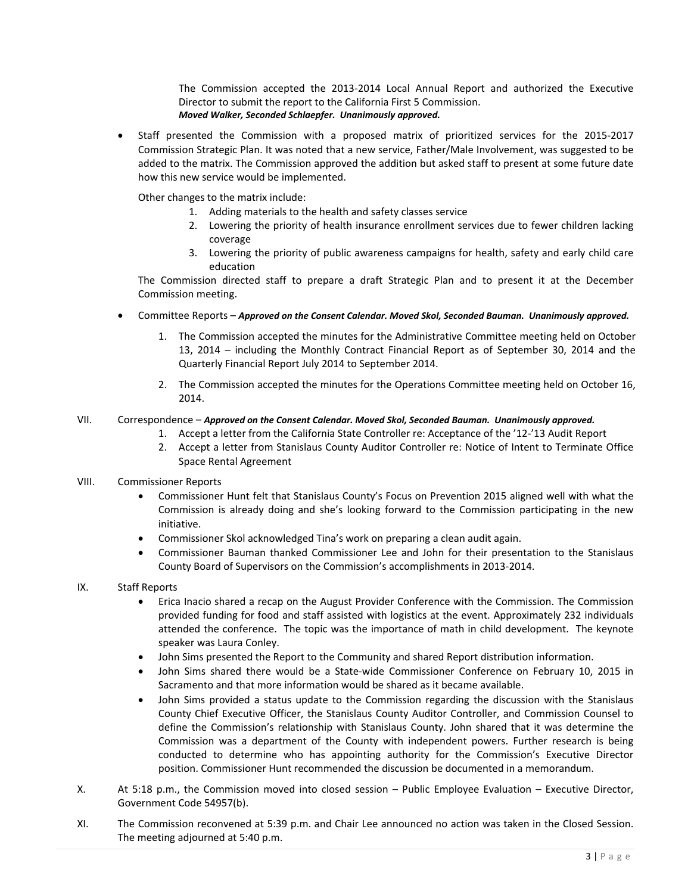The Commission accepted the 2013-2014 Local Annual Report and authorized the Executive Director to submit the report to the California First 5 Commission.
***Moved Walker, Seconded Schlaepfer. Unanimously approved.***

- Staff presented the Commission with a proposed matrix of prioritized services for the 2015-2017 Commission Strategic Plan. It was noted that a new service, Father/Male Involvement, was suggested to be added to the matrix. The Commission approved the addition but asked staff to present at some future date how this new service would be implemented.

  Other changes to the matrix include:
  1. Adding materials to the health and safety classes service
  2. Lowering the priority of health insurance enrollment services due to fewer children lacking coverage
  3. Lowering the priority of public awareness campaigns for health, safety and early child care education

  The Commission directed staff to prepare a draft Strategic Plan and to present it at the December Commission meeting.

- Committee Reports – ***Approved on the Consent Calendar. Moved Skol, Seconded Bauman. Unanimously approved.***
  1. The Commission accepted the minutes for the Administrative Committee meeting held on October 13, 2014 – including the Monthly Contract Financial Report as of September 30, 2014 and the Quarterly Financial Report July 2014 to September 2014.
  2. The Commission accepted the minutes for the Operations Committee meeting held on October 16, 2014.

VII. Correspondence – ***Approved on the Consent Calendar. Moved Skol, Seconded Bauman. Unanimously approved.***
  1. Accept a letter from the California State Controller re: Acceptance of the '12-'13 Audit Report
  2. Accept a letter from Stanislaus County Auditor Controller re: Notice of Intent to Terminate Office Space Rental Agreement

VIII. Commissioner Reports
- Commissioner Hunt felt that Stanislaus County's Focus on Prevention 2015 aligned well with what the Commission is already doing and she's looking forward to the Commission participating in the new initiative.
- Commissioner Skol acknowledged Tina's work on preparing a clean audit again.
- Commissioner Bauman thanked Commissioner Lee and John for their presentation to the Stanislaus County Board of Supervisors on the Commission's accomplishments in 2013-2014.

IX. Staff Reports
- Erica Inacio shared a recap on the August Provider Conference with the Commission. The Commission provided funding for food and staff assisted with logistics at the event. Approximately 232 individuals attended the conference. The topic was the importance of math in child development. The keynote speaker was Laura Conley.
- John Sims presented the Report to the Community and shared Report distribution information.
- John Sims shared there would be a State-wide Commissioner Conference on February 10, 2015 in Sacramento and that more information would be shared as it became available.
- John Sims provided a status update to the Commission regarding the discussion with the Stanislaus County Chief Executive Officer, the Stanislaus County Auditor Controller, and Commission Counsel to define the Commission's relationship with Stanislaus County. John shared that it was determine the Commission was a department of the County with independent powers. Further research is being conducted to determine who has appointing authority for the Commission's Executive Director position. Commissioner Hunt recommended the discussion be documented in a memorandum.

X. At 5:18 p.m., the Commission moved into closed session – Public Employee Evaluation – Executive Director, Government Code 54957(b).

XI. The Commission reconvened at 5:39 p.m. and Chair Lee announced no action was taken in the Closed Session. The meeting adjourned at 5:40 p.m.